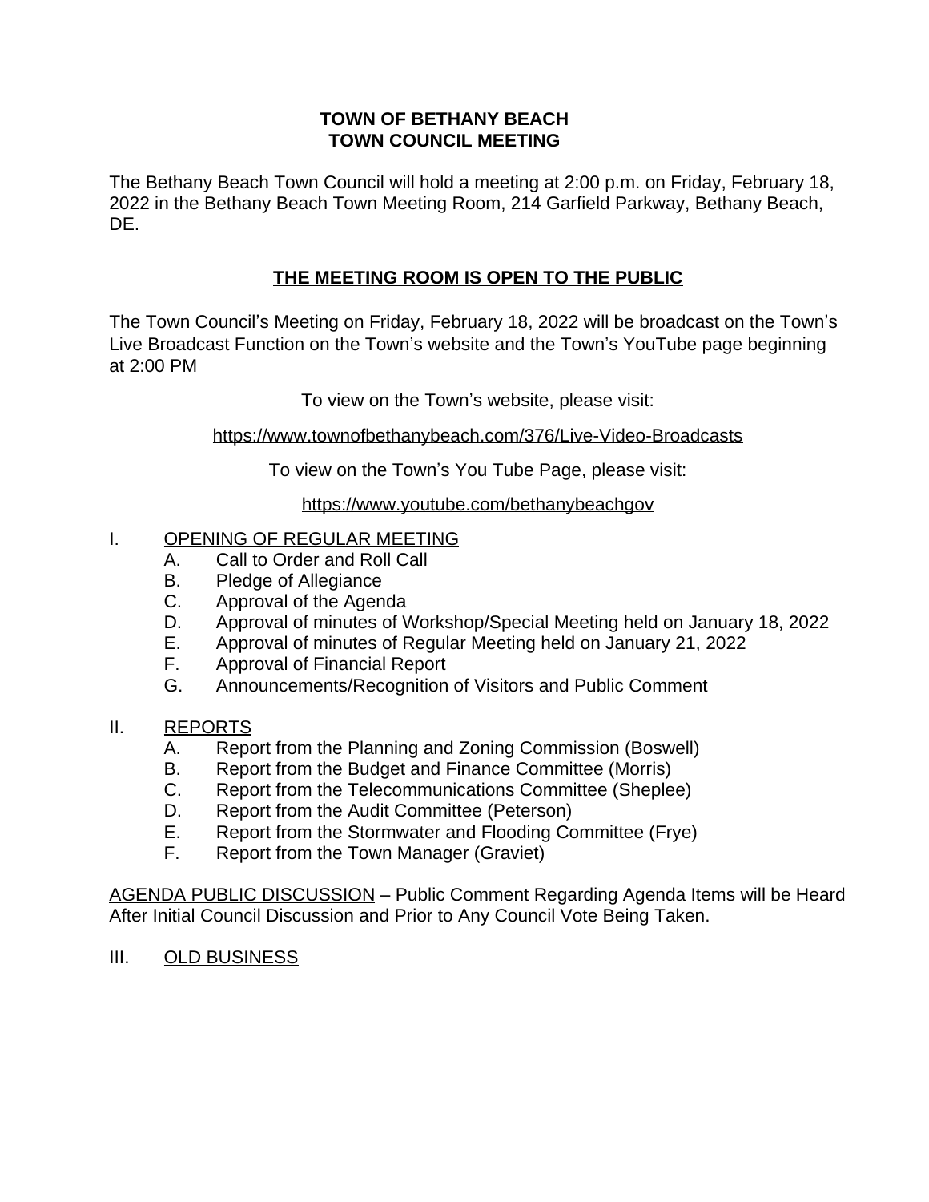# TOWN OF BETHANY BEACH
# TOWN COUNCIL MEETING

The Bethany Beach Town Council will hold a meeting at 2:00 p.m. on Friday, February 18, 2022 in the Bethany Beach Town Meeting Room, 214 Garfield Parkway, Bethany Beach, DE.

## THE MEETING ROOM IS OPEN TO THE PUBLIC

The Town Council's Meeting on Friday, February 18, 2022 will be broadcast on the Town's Live Broadcast Function on the Town's website and the Town's YouTube page beginning at 2:00 PM

To view on the Town's website, please visit:

https://www.townofbethanybeach.com/376/Live-Video-Broadcasts

To view on the Town's You Tube Page, please visit:

https://www.youtube.com/bethanybeachgov

I. OPENING OF REGULAR MEETING
   - A. Call to Order and Roll Call
   - B. Pledge of Allegiance
   - C. Approval of the Agenda
   - D. Approval of minutes of Workshop/Special Meeting held on January 18, 2022
   - E. Approval of minutes of Regular Meeting held on January 21, 2022
   - F. Approval of Financial Report
   - G. Announcements/Recognition of Visitors and Public Comment

II. REPORTS
   - A. Report from the Planning and Zoning Commission (Boswell)
   - B. Report from the Budget and Finance Committee (Morris)
   - C. Report from the Telecommunications Committee (Sheplee)
   - D. Report from the Audit Committee (Peterson)
   - E. Report from the Stormwater and Flooding Committee (Frye)
   - F. Report from the Town Manager (Graviet)

AGENDA PUBLIC DISCUSSION – Public Comment Regarding Agenda Items will be Heard After Initial Council Discussion and Prior to Any Council Vote Being Taken.

III. OLD BUSINESS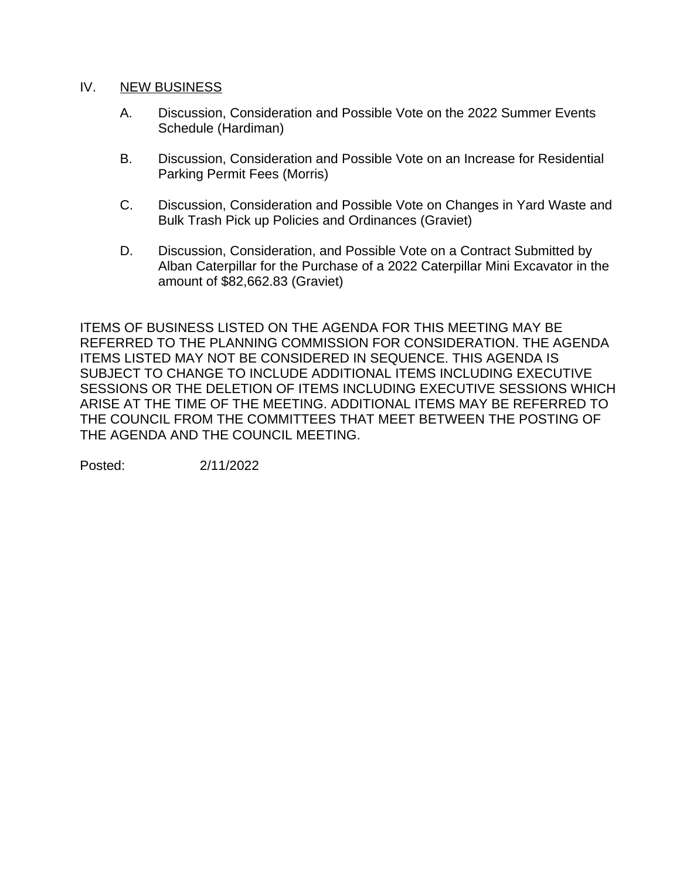IV. <u>NEW BUSINESS</u>

A. Discussion, Consideration and Possible Vote on the 2022 Summer Events Schedule (Hardiman)

B. Discussion, Consideration and Possible Vote on an Increase for Residential Parking Permit Fees (Morris)

C. Discussion, Consideration and Possible Vote on Changes in Yard Waste and Bulk Trash Pick up Policies and Ordinances (Graviet)

D. Discussion, Consideration, and Possible Vote on a Contract Submitted by Alban Caterpillar for the Purchase of a 2022 Caterpillar Mini Excavator in the amount of $82,662.83 (Graviet)

ITEMS OF BUSINESS LISTED ON THE AGENDA FOR THIS MEETING MAY BE REFERRED TO THE PLANNING COMMISSION FOR CONSIDERATION. THE AGENDA ITEMS LISTED MAY NOT BE CONSIDERED IN SEQUENCE. THIS AGENDA IS SUBJECT TO CHANGE TO INCLUDE ADDITIONAL ITEMS INCLUDING EXECUTIVE SESSIONS OR THE DELETION OF ITEMS INCLUDING EXECUTIVE SESSIONS WHICH ARISE AT THE TIME OF THE MEETING. ADDITIONAL ITEMS MAY BE REFERRED TO THE COUNCIL FROM THE COMMITTEES THAT MEET BETWEEN THE POSTING OF THE AGENDA AND THE COUNCIL MEETING.

Posted: 2/11/2022